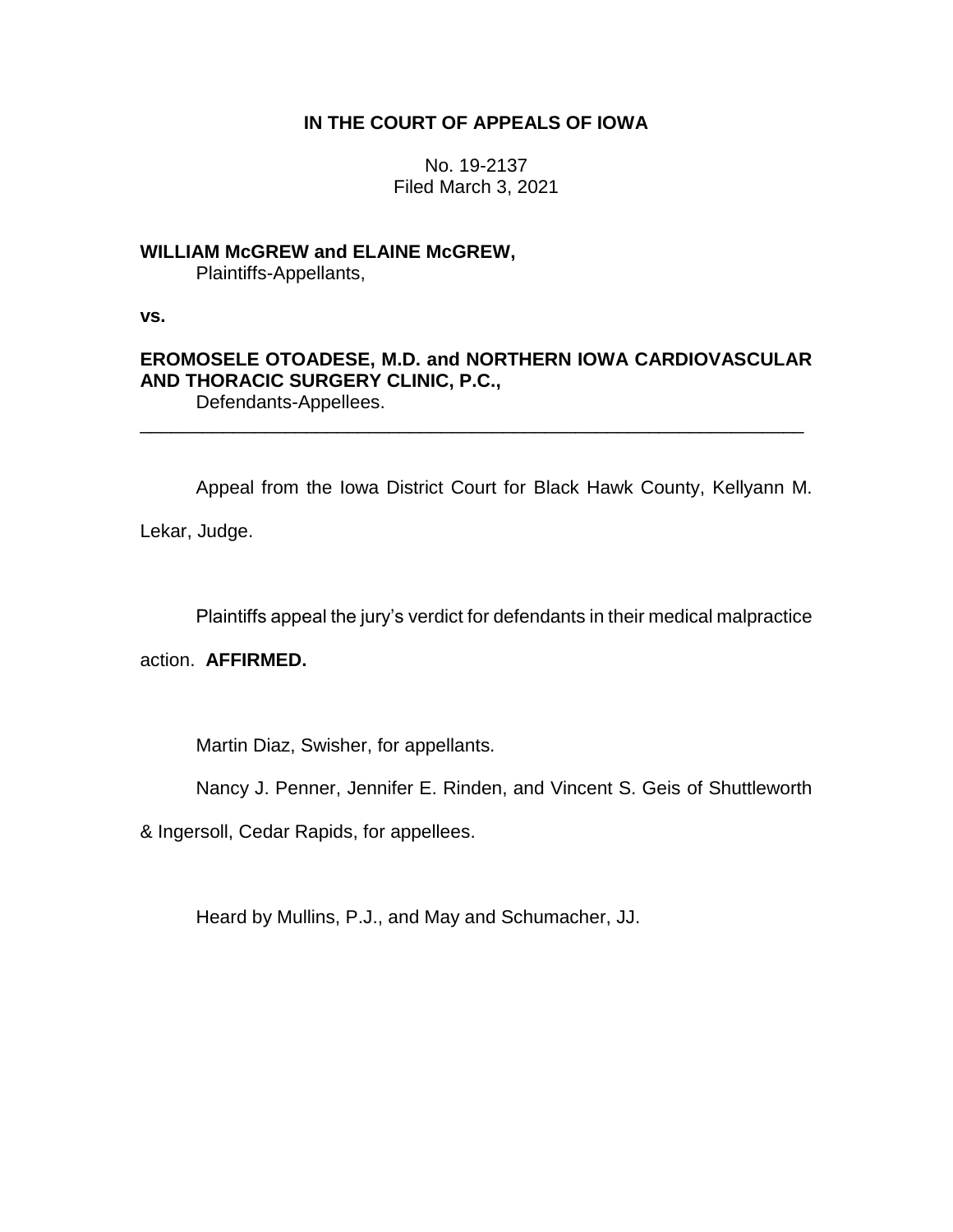**IN THE COURT OF APPEALS OF IOWA**

No. 19-2137
Filed March 3, 2021

**WILLIAM McGREW and ELAINE McGREW,**
Plaintiffs-Appellants,

**vs.**

**EROMOSELE OTOADESE, M.D. and NORTHERN IOWA CARDIOVASCULAR AND THORACIC SURGERY CLINIC, P.C.,**
Defendants-Appellees.

---

Appeal from the Iowa District Court for Black Hawk County, Kellyann M. Lekar, Judge.

Plaintiffs appeal the jury's verdict for defendants in their medical malpractice action. **AFFIRMED.**

Martin Diaz, Swisher, for appellants.

Nancy J. Penner, Jennifer E. Rinden, and Vincent S. Geis of Shuttleworth & Ingersoll, Cedar Rapids, for appellees.

Heard by Mullins, P.J., and May and Schumacher, JJ.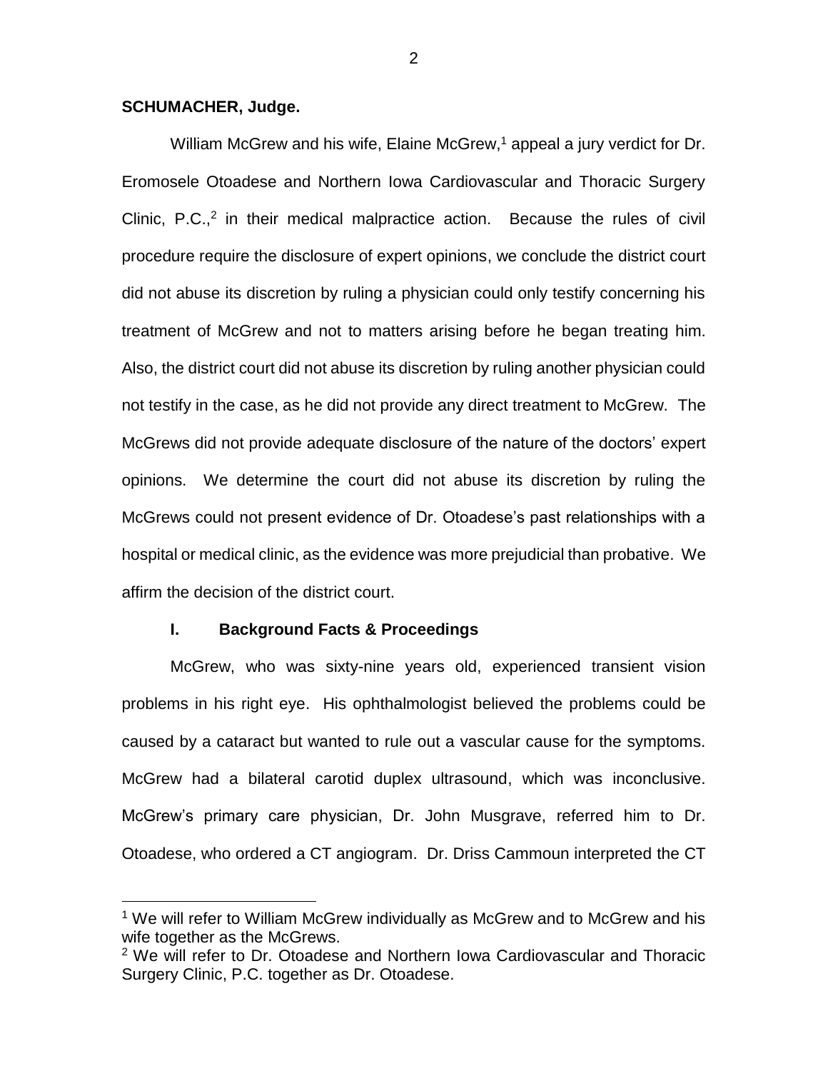**SCHUMACHER, Judge.**

William McGrew and his wife, Elaine McGrew,[1] appeal a jury verdict for Dr. Eromosele Otoadese and Northern Iowa Cardiovascular and Thoracic Surgery Clinic, P.C.,[2] in their medical malpractice action. Because the rules of civil procedure require the disclosure of expert opinions, we conclude the district court did not abuse its discretion by ruling a physician could only testify concerning his treatment of McGrew and not to matters arising before he began treating him. Also, the district court did not abuse its discretion by ruling another physician could not testify in the case, as he did not provide any direct treatment to McGrew. The McGrews did not provide adequate disclosure of the nature of the doctors' expert opinions. We determine the court did not abuse its discretion by ruling the McGrews could not present evidence of Dr. Otoadese's past relationships with a hospital or medical clinic, as the evidence was more prejudicial than probative. We affirm the decision of the district court.

## I. Background Facts & Proceedings

McGrew, who was sixty-nine years old, experienced transient vision problems in his right eye. His ophthalmologist believed the problems could be caused by a cataract but wanted to rule out a vascular cause for the symptoms. McGrew had a bilateral carotid duplex ultrasound, which was inconclusive. McGrew's primary care physician, Dr. John Musgrave, referred him to Dr. Otoadese, who ordered a CT angiogram. Dr. Driss Cammoun interpreted the CT

---

[1] We will refer to William McGrew individually as McGrew and to McGrew and his wife together as the McGrews.

[2] We will refer to Dr. Otoadese and Northern Iowa Cardiovascular and Thoracic Surgery Clinic, P.C. together as Dr. Otoadese.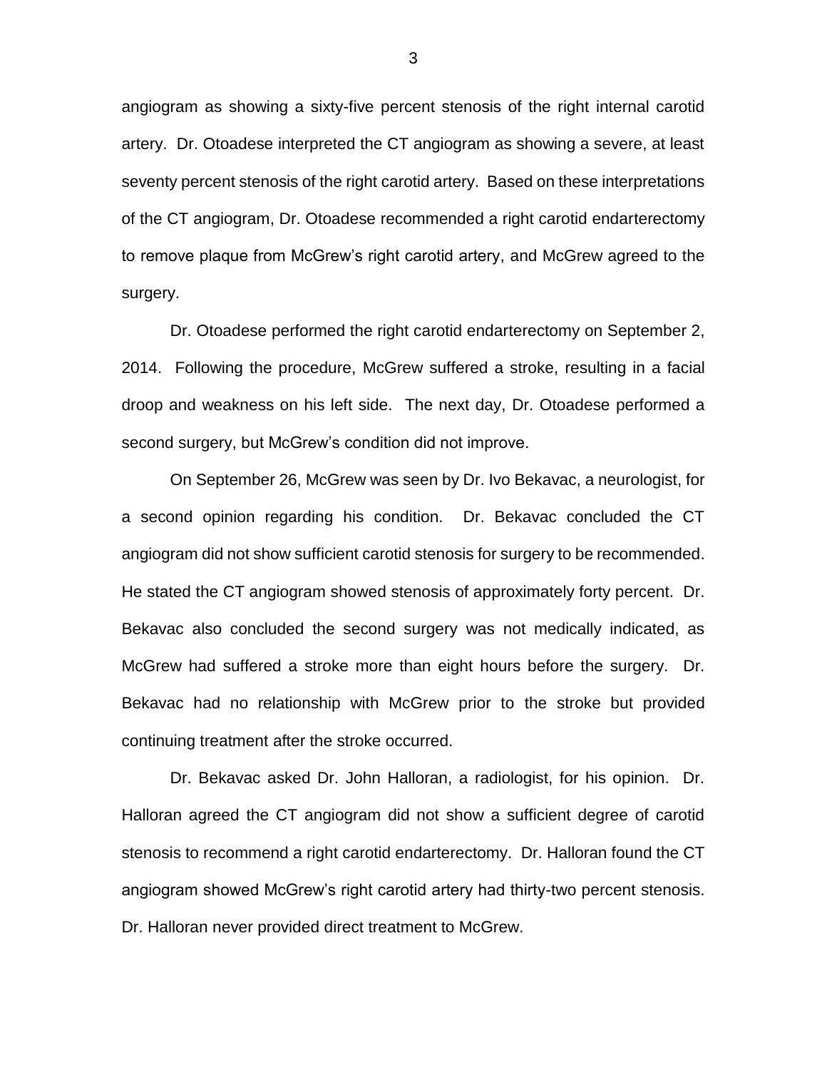angiogram as showing a sixty-five percent stenosis of the right internal carotid artery. Dr. Otoadese interpreted the CT angiogram as showing a severe, at least seventy percent stenosis of the right carotid artery. Based on these interpretations of the CT angiogram, Dr. Otoadese recommended a right carotid endarterectomy to remove plaque from McGrew's right carotid artery, and McGrew agreed to the surgery.

Dr. Otoadese performed the right carotid endarterectomy on September 2, 2014. Following the procedure, McGrew suffered a stroke, resulting in a facial droop and weakness on his left side. The next day, Dr. Otoadese performed a second surgery, but McGrew's condition did not improve.

On September 26, McGrew was seen by Dr. Ivo Bekavac, a neurologist, for a second opinion regarding his condition. Dr. Bekavac concluded the CT angiogram did not show sufficient carotid stenosis for surgery to be recommended. He stated the CT angiogram showed stenosis of approximately forty percent. Dr. Bekavac also concluded the second surgery was not medically indicated, as McGrew had suffered a stroke more than eight hours before the surgery. Dr. Bekavac had no relationship with McGrew prior to the stroke but provided continuing treatment after the stroke occurred.

Dr. Bekavac asked Dr. John Halloran, a radiologist, for his opinion. Dr. Halloran agreed the CT angiogram did not show a sufficient degree of carotid stenosis to recommend a right carotid endarterectomy. Dr. Halloran found the CT angiogram showed McGrew's right carotid artery had thirty-two percent stenosis. Dr. Halloran never provided direct treatment to McGrew.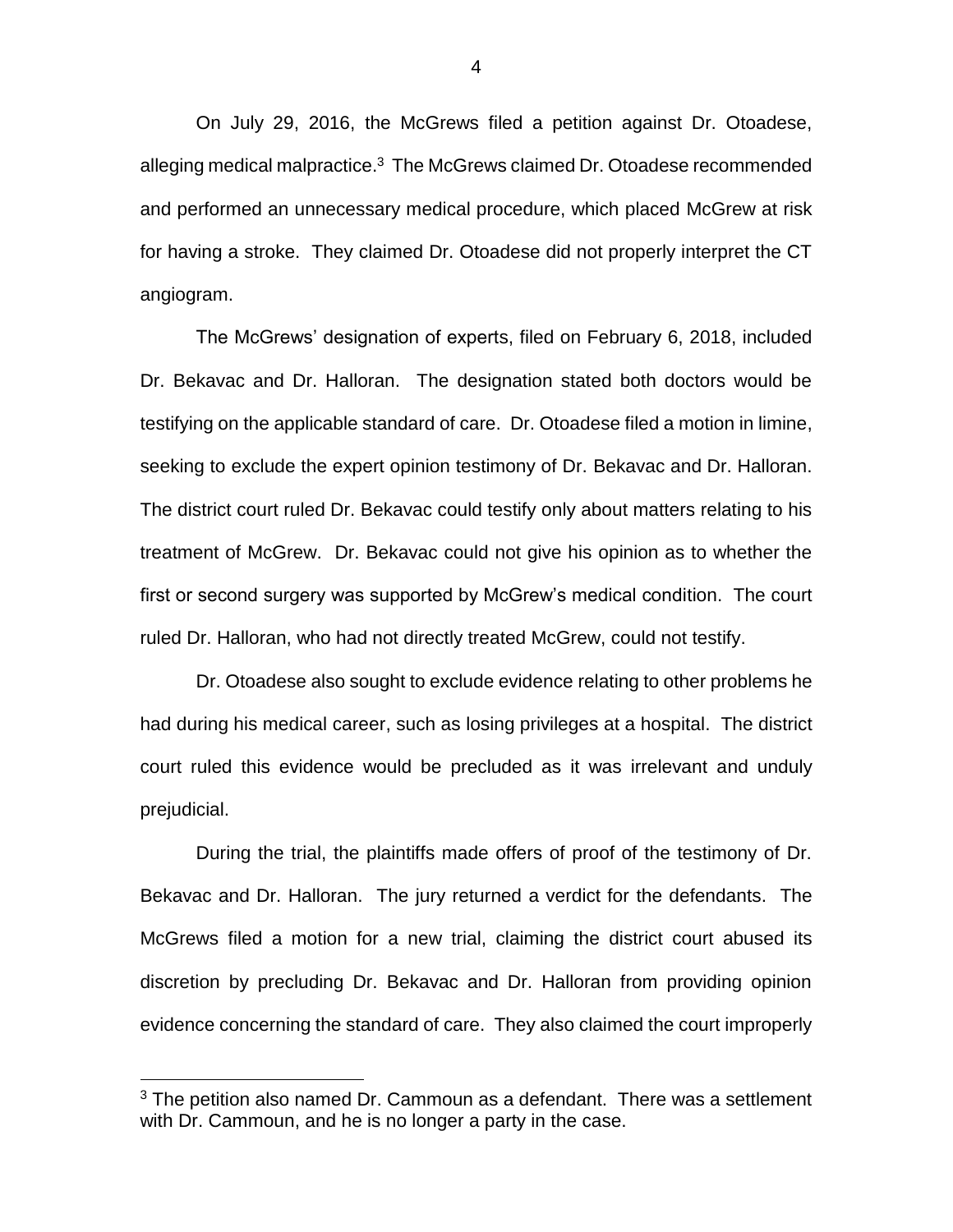On July 29, 2016, the McGrews filed a petition against Dr. Otoadese, alleging medical malpractice.[3] The McGrews claimed Dr. Otoadese recommended and performed an unnecessary medical procedure, which placed McGrew at risk for having a stroke. They claimed Dr. Otoadese did not properly interpret the CT angiogram.

The McGrews' designation of experts, filed on February 6, 2018, included Dr. Bekavac and Dr. Halloran. The designation stated both doctors would be testifying on the applicable standard of care. Dr. Otoadese filed a motion in limine, seeking to exclude the expert opinion testimony of Dr. Bekavac and Dr. Halloran. The district court ruled Dr. Bekavac could testify only about matters relating to his treatment of McGrew. Dr. Bekavac could not give his opinion as to whether the first or second surgery was supported by McGrew's medical condition. The court ruled Dr. Halloran, who had not directly treated McGrew, could not testify.

Dr. Otoadese also sought to exclude evidence relating to other problems he had during his medical career, such as losing privileges at a hospital. The district court ruled this evidence would be precluded as it was irrelevant and unduly prejudicial.

During the trial, the plaintiffs made offers of proof of the testimony of Dr. Bekavac and Dr. Halloran. The jury returned a verdict for the defendants. The McGrews filed a motion for a new trial, claiming the district court abused its discretion by precluding Dr. Bekavac and Dr. Halloran from providing opinion evidence concerning the standard of care. They also claimed the court improperly

[3] The petition also named Dr. Cammoun as a defendant. There was a settlement with Dr. Cammoun, and he is no longer a party in the case.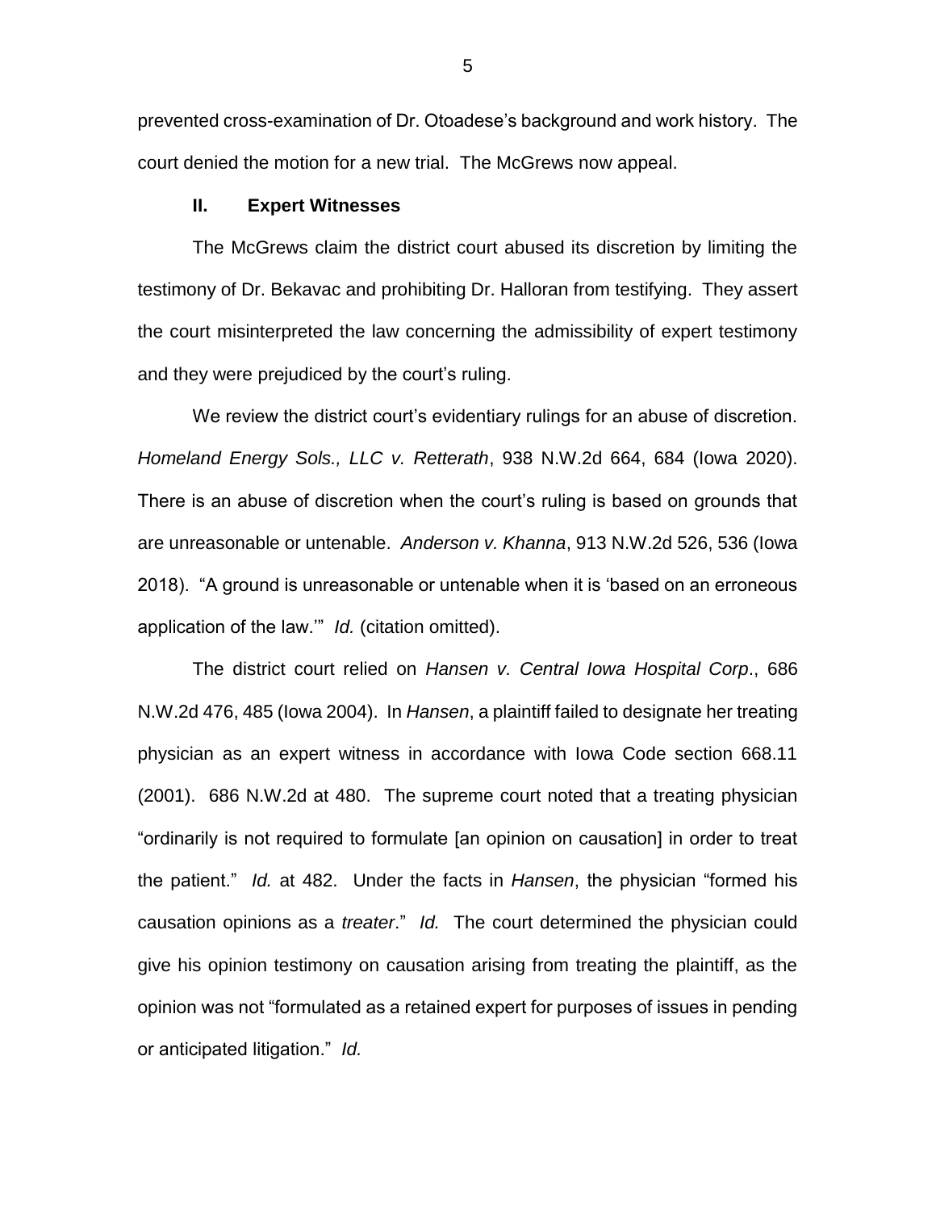prevented cross-examination of Dr. Otoadese's background and work history. The court denied the motion for a new trial. The McGrews now appeal.

## II. Expert Witnesses

The McGrews claim the district court abused its discretion by limiting the testimony of Dr. Bekavac and prohibiting Dr. Halloran from testifying. They assert the court misinterpreted the law concerning the admissibility of expert testimony and they were prejudiced by the court's ruling.

We review the district court's evidentiary rulings for an abuse of discretion. *Homeland Energy Sols., LLC v. Retterath*, 938 N.W.2d 664, 684 (Iowa 2020). There is an abuse of discretion when the court's ruling is based on grounds that are unreasonable or untenable. *Anderson v. Khanna*, 913 N.W.2d 526, 536 (Iowa 2018). "A ground is unreasonable or untenable when it is 'based on an erroneous application of the law.'" *Id.* (citation omitted).

The district court relied on *Hansen v. Central Iowa Hospital Corp*., 686 N.W.2d 476, 485 (Iowa 2004). In *Hansen*, a plaintiff failed to designate her treating physician as an expert witness in accordance with Iowa Code section 668.11 (2001). 686 N.W.2d at 480. The supreme court noted that a treating physician "ordinarily is not required to formulate [an opinion on causation] in order to treat the patient." *Id.* at 482. Under the facts in *Hansen*, the physician "formed his causation opinions as a *treater*." *Id.* The court determined the physician could give his opinion testimony on causation arising from treating the plaintiff, as the opinion was not "formulated as a retained expert for purposes of issues in pending or anticipated litigation." *Id.*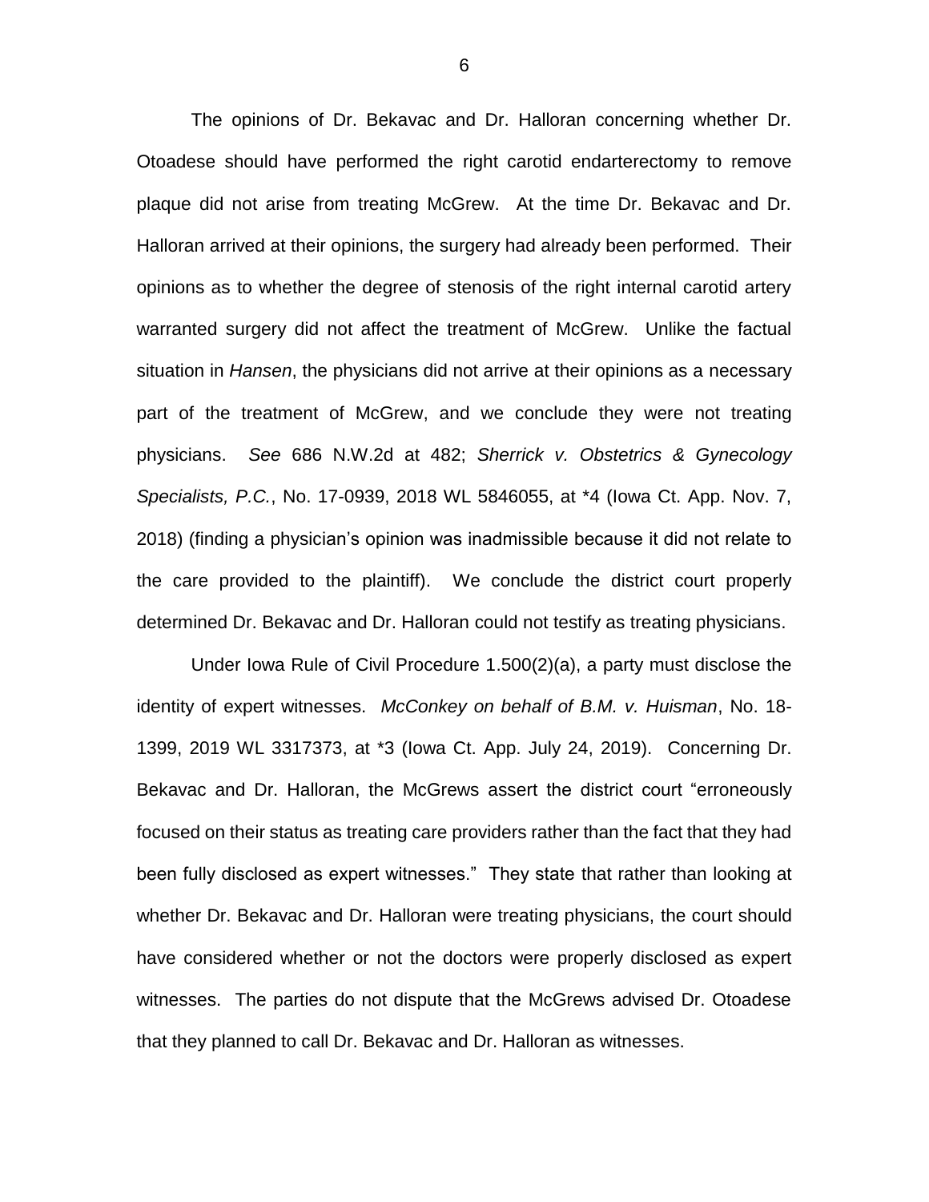The opinions of Dr. Bekavac and Dr. Halloran concerning whether Dr. Otoadese should have performed the right carotid endarterectomy to remove plaque did not arise from treating McGrew. At the time Dr. Bekavac and Dr. Halloran arrived at their opinions, the surgery had already been performed. Their opinions as to whether the degree of stenosis of the right internal carotid artery warranted surgery did not affect the treatment of McGrew. Unlike the factual situation in *Hansen*, the physicians did not arrive at their opinions as a necessary part of the treatment of McGrew, and we conclude they were not treating physicians. *See* 686 N.W.2d at 482; *Sherrick v. Obstetrics & Gynecology Specialists, P.C.*, No. 17-0939, 2018 WL 5846055, at *4 (Iowa Ct. App. Nov. 7, 2018) (finding a physician's opinion was inadmissible because it did not relate to the care provided to the plaintiff). We conclude the district court properly determined Dr. Bekavac and Dr. Halloran could not testify as treating physicians.

Under Iowa Rule of Civil Procedure 1.500(2)(a), a party must disclose the identity of expert witnesses. *McConkey on behalf of B.M. v. Huisman*, No. 18-1399, 2019 WL 3317373, at *3 (Iowa Ct. App. July 24, 2019). Concerning Dr. Bekavac and Dr. Halloran, the McGrews assert the district court "erroneously focused on their status as treating care providers rather than the fact that they had been fully disclosed as expert witnesses." They state that rather than looking at whether Dr. Bekavac and Dr. Halloran were treating physicians, the court should have considered whether or not the doctors were properly disclosed as expert witnesses. The parties do not dispute that the McGrews advised Dr. Otoadese that they planned to call Dr. Bekavac and Dr. Halloran as witnesses.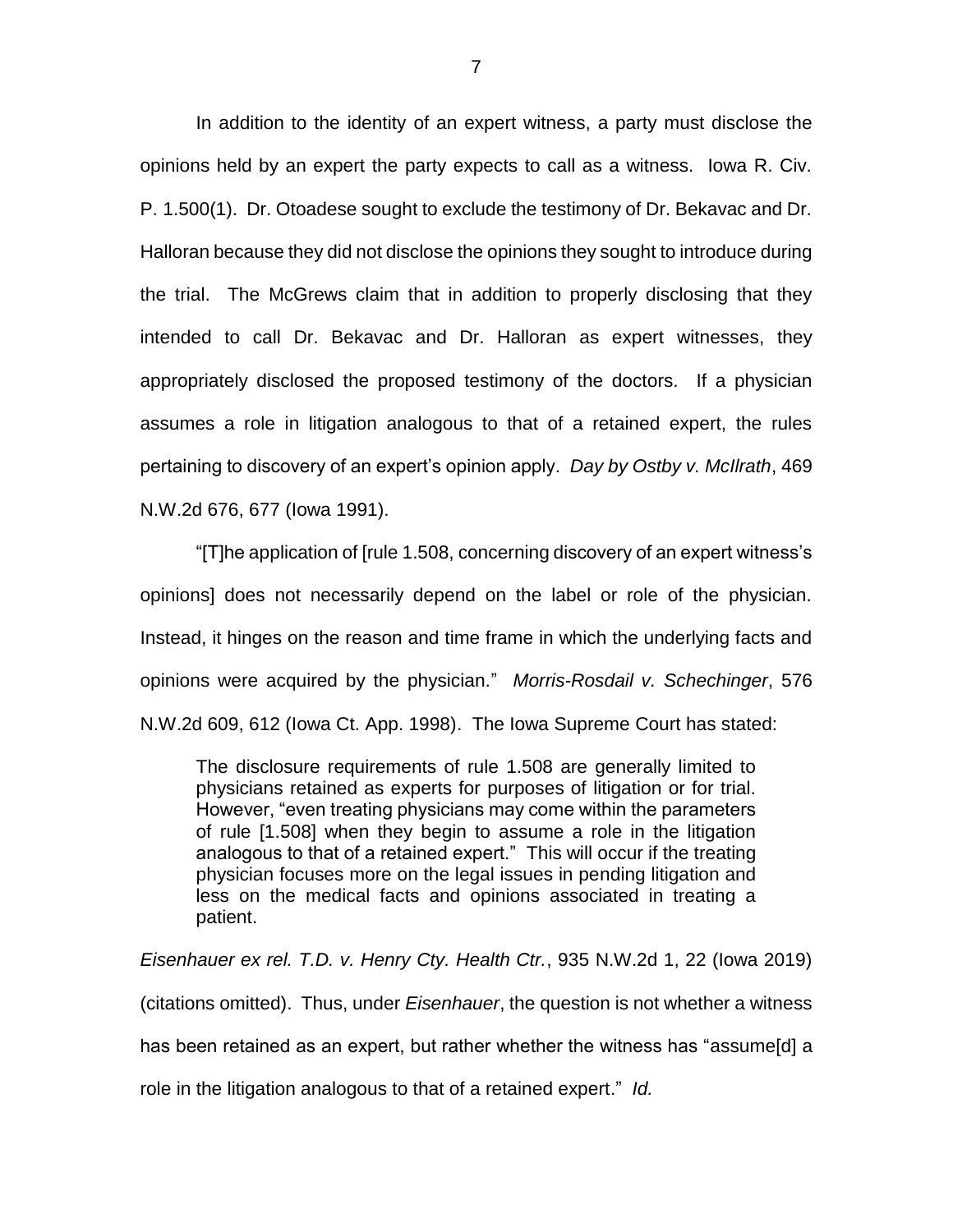In addition to the identity of an expert witness, a party must disclose the opinions held by an expert the party expects to call as a witness. Iowa R. Civ. P. 1.500(1). Dr. Otoadese sought to exclude the testimony of Dr. Bekavac and Dr. Halloran because they did not disclose the opinions they sought to introduce during the trial. The McGrews claim that in addition to properly disclosing that they intended to call Dr. Bekavac and Dr. Halloran as expert witnesses, they appropriately disclosed the proposed testimony of the doctors. If a physician assumes a role in litigation analogous to that of a retained expert, the rules pertaining to discovery of an expert's opinion apply. *Day by Ostby v. McIlrath*, 469 N.W.2d 676, 677 (Iowa 1991).

"[T]he application of [rule 1.508, concerning discovery of an expert witness's opinions] does not necessarily depend on the label or role of the physician. Instead, it hinges on the reason and time frame in which the underlying facts and opinions were acquired by the physician." *Morris-Rosdail v. Schechinger*, 576 N.W.2d 609, 612 (Iowa Ct. App. 1998). The Iowa Supreme Court has stated:

> The disclosure requirements of rule 1.508 are generally limited to physicians retained as experts for purposes of litigation or for trial. However, "even treating physicians may come within the parameters of rule [1.508] when they begin to assume a role in the litigation analogous to that of a retained expert." This will occur if the treating physician focuses more on the legal issues in pending litigation and less on the medical facts and opinions associated in treating a patient.

*Eisenhauer ex rel. T.D. v. Henry Cty. Health Ctr.*, 935 N.W.2d 1, 22 (Iowa 2019) (citations omitted). Thus, under *Eisenhauer*, the question is not whether a witness has been retained as an expert, but rather whether the witness has "assume[d] a role in the litigation analogous to that of a retained expert." *Id.*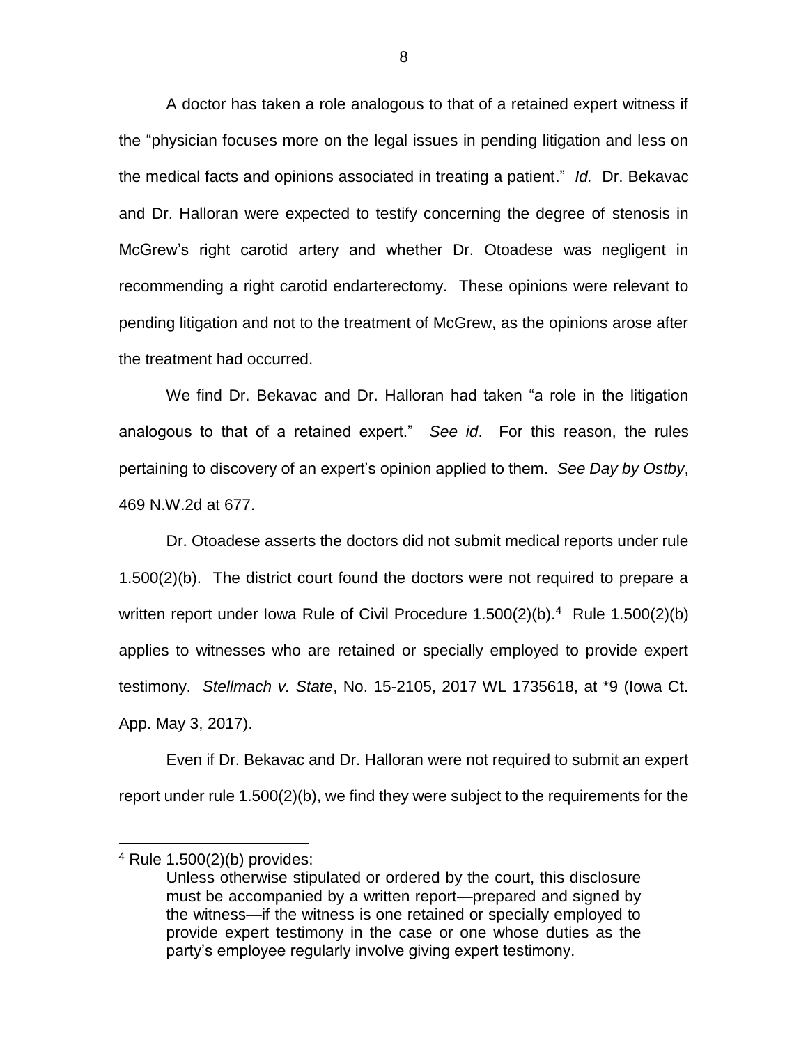A doctor has taken a role analogous to that of a retained expert witness if the "physician focuses more on the legal issues in pending litigation and less on the medical facts and opinions associated in treating a patient." *Id.* Dr. Bekavac and Dr. Halloran were expected to testify concerning the degree of stenosis in McGrew's right carotid artery and whether Dr. Otoadese was negligent in recommending a right carotid endarterectomy. These opinions were relevant to pending litigation and not to the treatment of McGrew, as the opinions arose after the treatment had occurred.

We find Dr. Bekavac and Dr. Halloran had taken "a role in the litigation analogous to that of a retained expert." *See id*. For this reason, the rules pertaining to discovery of an expert's opinion applied to them. *See Day by Ostby*, 469 N.W.2d at 677.

Dr. Otoadese asserts the doctors did not submit medical reports under rule 1.500(2)(b). The district court found the doctors were not required to prepare a written report under Iowa Rule of Civil Procedure 1.500(2)(b).[4] Rule 1.500(2)(b) applies to witnesses who are retained or specially employed to provide expert testimony. *Stellmach v. State*, No. 15-2105, 2017 WL 1735618, at *9 (Iowa Ct. App. May 3, 2017).

Even if Dr. Bekavac and Dr. Halloran were not required to submit an expert report under rule 1.500(2)(b), we find they were subject to the requirements for the

---

[4] Rule 1.500(2)(b) provides:

> Unless otherwise stipulated or ordered by the court, this disclosure must be accompanied by a written report—prepared and signed by the witness—if the witness is one retained or specially employed to provide expert testimony in the case or one whose duties as the party's employee regularly involve giving expert testimony.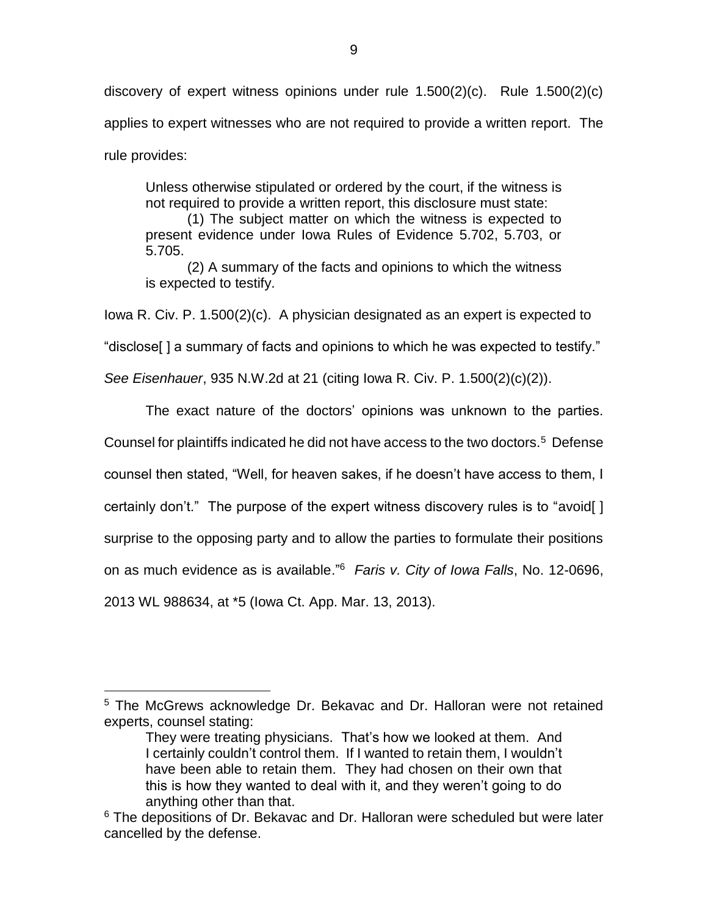discovery of expert witness opinions under rule 1.500(2)(c). Rule 1.500(2)(c) applies to expert witnesses who are not required to provide a written report. The rule provides:

> Unless otherwise stipulated or ordered by the court, if the witness is not required to provide a written report, this disclosure must state:
>
> (1) The subject matter on which the witness is expected to present evidence under Iowa Rules of Evidence 5.702, 5.703, or 5.705.
>
> (2) A summary of the facts and opinions to which the witness is expected to testify.

Iowa R. Civ. P. 1.500(2)(c). A physician designated as an expert is expected to "disclose[ ] a summary of facts and opinions to which he was expected to testify." *See Eisenhauer*, 935 N.W.2d at 21 (citing Iowa R. Civ. P. 1.500(2)(c)(2)).

The exact nature of the doctors' opinions was unknown to the parties. Counsel for plaintiffs indicated he did not have access to the two doctors.[5] Defense counsel then stated, "Well, for heaven sakes, if he doesn't have access to them, I certainly don't." The purpose of the expert witness discovery rules is to "avoid[ ] surprise to the opposing party and to allow the parties to formulate their positions on as much evidence as is available."[6] *Faris v. City of Iowa Falls*, No. 12-0696, 2013 WL 988634, at *5 (Iowa Ct. App. Mar. 13, 2013).

---

[5] The McGrews acknowledge Dr. Bekavac and Dr. Halloran were not retained experts, counsel stating:

> They were treating physicians. That's how we looked at them. And I certainly couldn't control them. If I wanted to retain them, I wouldn't have been able to retain them. They had chosen on their own that this is how they wanted to deal with it, and they weren't going to do anything other than that.

[6] The depositions of Dr. Bekavac and Dr. Halloran were scheduled but were later cancelled by the defense.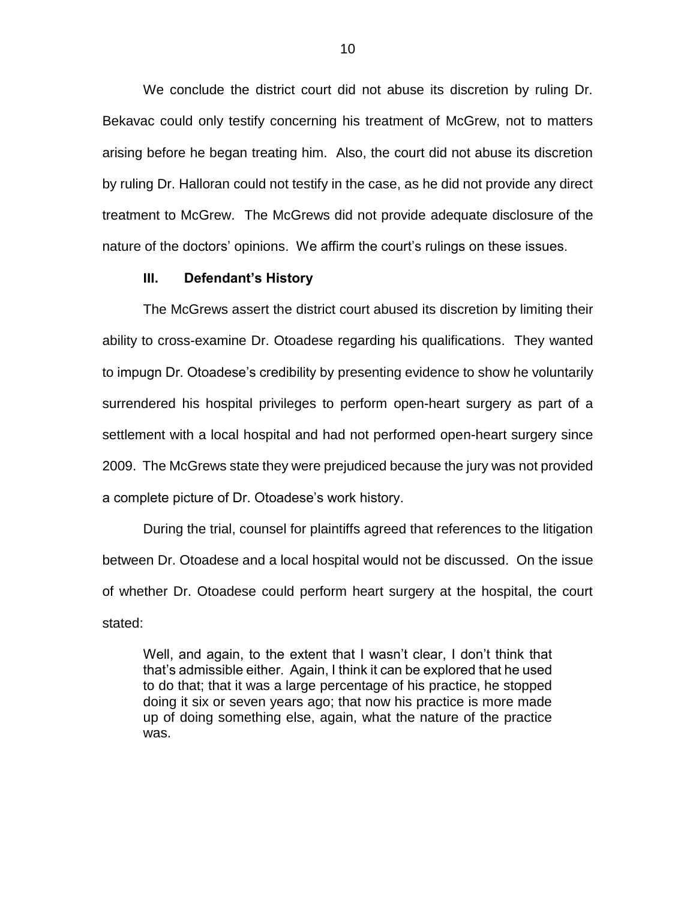We conclude the district court did not abuse its discretion by ruling Dr. Bekavac could only testify concerning his treatment of McGrew, not to matters arising before he began treating him. Also, the court did not abuse its discretion by ruling Dr. Halloran could not testify in the case, as he did not provide any direct treatment to McGrew. The McGrews did not provide adequate disclosure of the nature of the doctors' opinions. We affirm the court's rulings on these issues.

### III. Defendant's History

The McGrews assert the district court abused its discretion by limiting their ability to cross-examine Dr. Otoadese regarding his qualifications. They wanted to impugn Dr. Otoadese's credibility by presenting evidence to show he voluntarily surrendered his hospital privileges to perform open-heart surgery as part of a settlement with a local hospital and had not performed open-heart surgery since 2009. The McGrews state they were prejudiced because the jury was not provided a complete picture of Dr. Otoadese's work history.

During the trial, counsel for plaintiffs agreed that references to the litigation between Dr. Otoadese and a local hospital would not be discussed. On the issue of whether Dr. Otoadese could perform heart surgery at the hospital, the court stated:

> Well, and again, to the extent that I wasn't clear, I don't think that that's admissible either. Again, I think it can be explored that he used to do that; that it was a large percentage of his practice, he stopped doing it six or seven years ago; that now his practice is more made up of doing something else, again, what the nature of the practice was.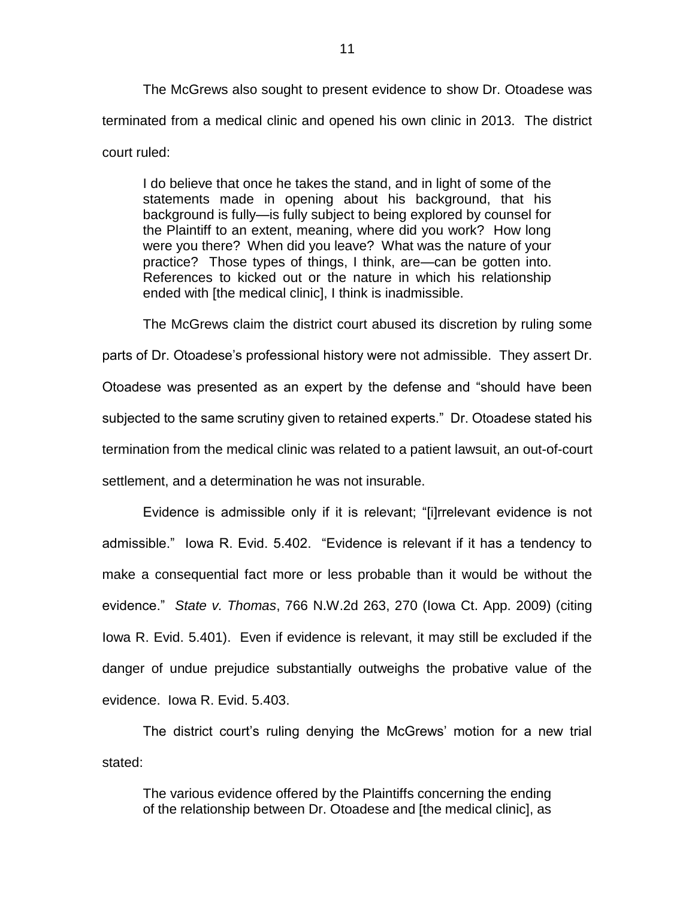The McGrews also sought to present evidence to show Dr. Otoadese was terminated from a medical clinic and opened his own clinic in 2013. The district court ruled:

> I do believe that once he takes the stand, and in light of some of the statements made in opening about his background, that his background is fully—is fully subject to being explored by counsel for the Plaintiff to an extent, meaning, where did you work? How long were you there? When did you leave? What was the nature of your practice? Those types of things, I think, are—can be gotten into. References to kicked out or the nature in which his relationship ended with [the medical clinic], I think is inadmissible.

The McGrews claim the district court abused its discretion by ruling some parts of Dr. Otoadese's professional history were not admissible. They assert Dr. Otoadese was presented as an expert by the defense and "should have been subjected to the same scrutiny given to retained experts." Dr. Otoadese stated his termination from the medical clinic was related to a patient lawsuit, an out-of-court settlement, and a determination he was not insurable.

Evidence is admissible only if it is relevant; "[i]rrelevant evidence is not admissible." Iowa R. Evid. 5.402. "Evidence is relevant if it has a tendency to make a consequential fact more or less probable than it would be without the evidence." *State v. Thomas*, 766 N.W.2d 263, 270 (Iowa Ct. App. 2009) (citing Iowa R. Evid. 5.401). Even if evidence is relevant, it may still be excluded if the danger of undue prejudice substantially outweighs the probative value of the evidence. Iowa R. Evid. 5.403.

The district court's ruling denying the McGrews' motion for a new trial stated:

> The various evidence offered by the Plaintiffs concerning the ending of the relationship between Dr. Otoadese and [the medical clinic], as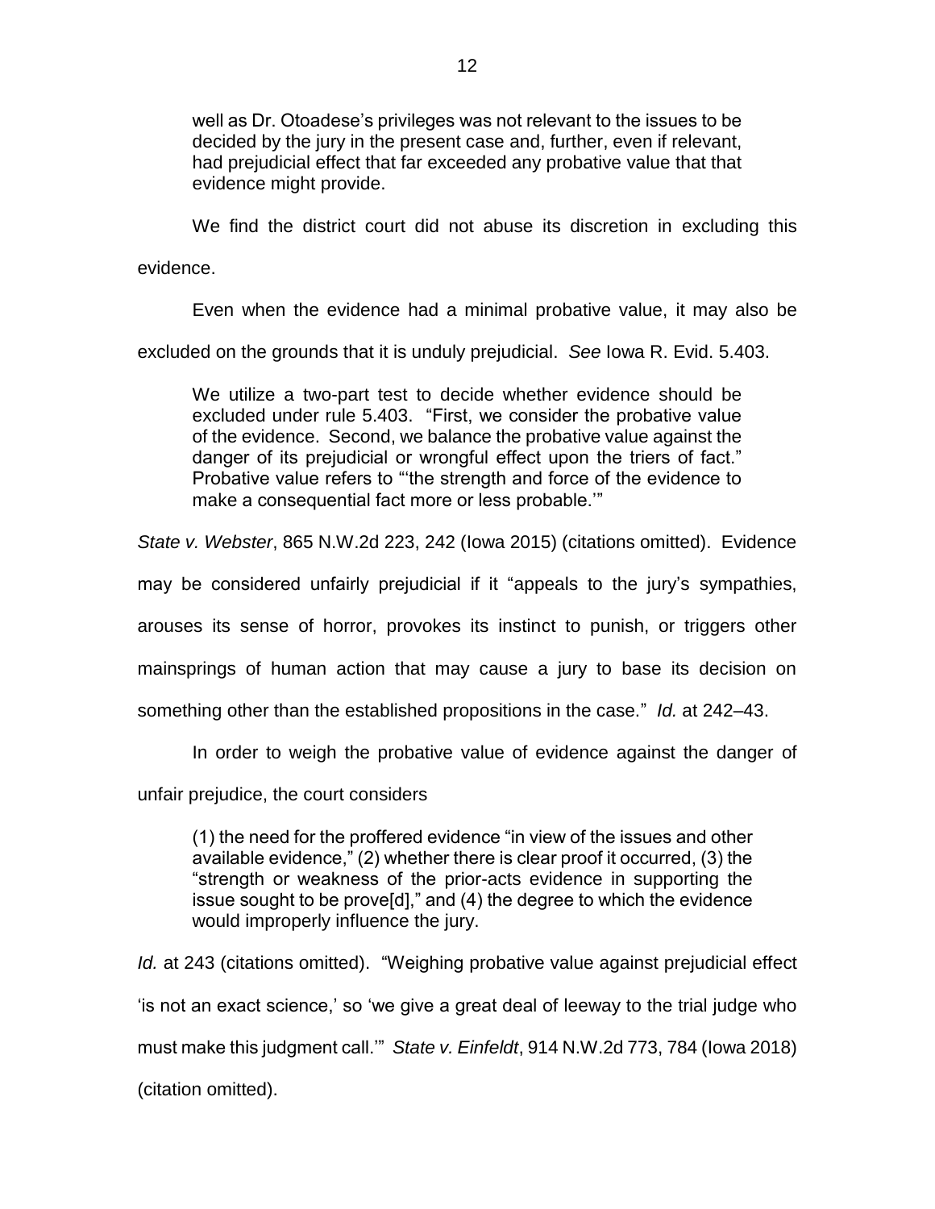> well as Dr. Otoadese's privileges was not relevant to the issues to be decided by the jury in the present case and, further, even if relevant, had prejudicial effect that far exceeded any probative value that that evidence might provide.

We find the district court did not abuse its discretion in excluding this evidence.

Even when the evidence had a minimal probative value, it may also be excluded on the grounds that it is unduly prejudicial. *See* Iowa R. Evid. 5.403.

> We utilize a two-part test to decide whether evidence should be excluded under rule 5.403. "First, we consider the probative value of the evidence. Second, we balance the probative value against the danger of its prejudicial or wrongful effect upon the triers of fact." Probative value refers to "'the strength and force of the evidence to make a consequential fact more or less probable.'"

*State v. Webster*, 865 N.W.2d 223, 242 (Iowa 2015) (citations omitted). Evidence may be considered unfairly prejudicial if it "appeals to the jury's sympathies, arouses its sense of horror, provokes its instinct to punish, or triggers other mainsprings of human action that may cause a jury to base its decision on something other than the established propositions in the case." *Id.* at 242–43.

In order to weigh the probative value of evidence against the danger of unfair prejudice, the court considers

> (1) the need for the proffered evidence "in view of the issues and other available evidence," (2) whether there is clear proof it occurred, (3) the "strength or weakness of the prior-acts evidence in supporting the issue sought to be prove[d]," and (4) the degree to which the evidence would improperly influence the jury.

*Id.* at 243 (citations omitted). "Weighing probative value against prejudicial effect 'is not an exact science,' so 'we give a great deal of leeway to the trial judge who must make this judgment call.'" *State v. Einfeldt*, 914 N.W.2d 773, 784 (Iowa 2018) (citation omitted).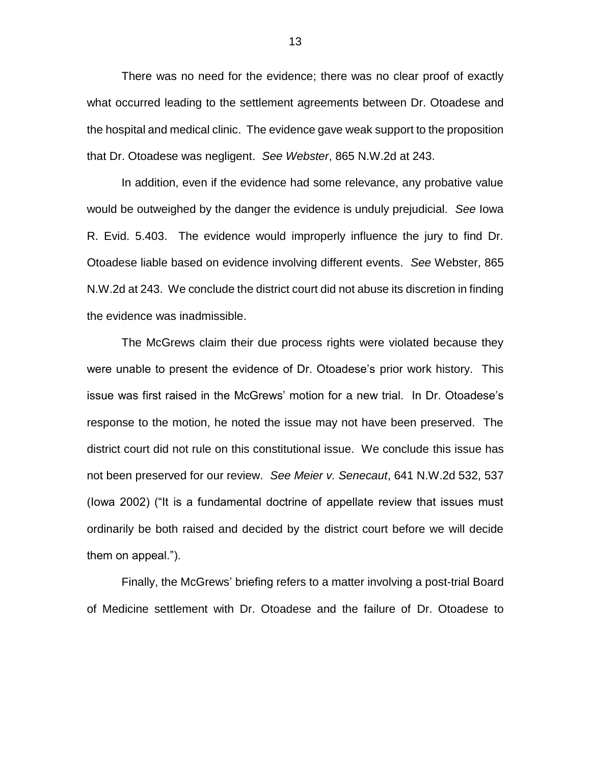There was no need for the evidence; there was no clear proof of exactly what occurred leading to the settlement agreements between Dr. Otoadese and the hospital and medical clinic. The evidence gave weak support to the proposition that Dr. Otoadese was negligent. *See Webster*, 865 N.W.2d at 243.

In addition, even if the evidence had some relevance, any probative value would be outweighed by the danger the evidence is unduly prejudicial. *See* Iowa R. Evid. 5.403. The evidence would improperly influence the jury to find Dr. Otoadese liable based on evidence involving different events. *See* Webster, 865 N.W.2d at 243. We conclude the district court did not abuse its discretion in finding the evidence was inadmissible.

The McGrews claim their due process rights were violated because they were unable to present the evidence of Dr. Otoadese's prior work history. This issue was first raised in the McGrews' motion for a new trial. In Dr. Otoadese's response to the motion, he noted the issue may not have been preserved. The district court did not rule on this constitutional issue. We conclude this issue has not been preserved for our review. *See Meier v. Senecaut*, 641 N.W.2d 532, 537 (Iowa 2002) ("It is a fundamental doctrine of appellate review that issues must ordinarily be both raised and decided by the district court before we will decide them on appeal.").

Finally, the McGrews' briefing refers to a matter involving a post-trial Board of Medicine settlement with Dr. Otoadese and the failure of Dr. Otoadese to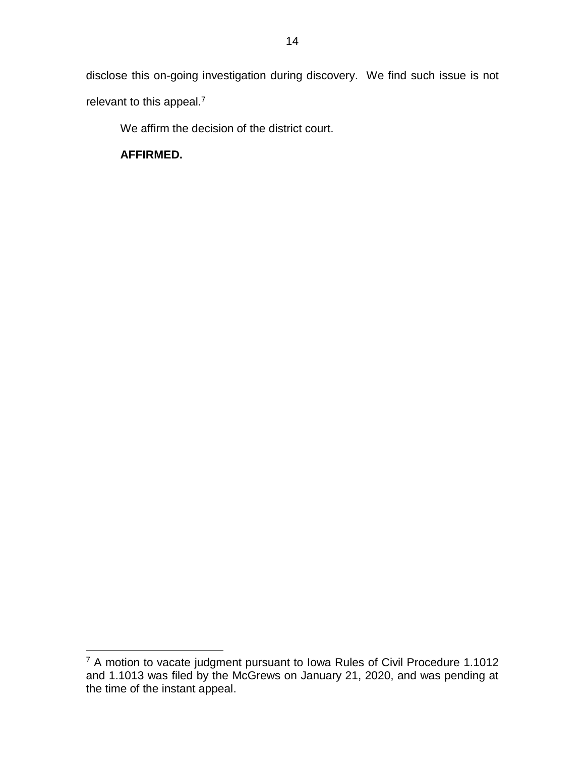disclose this on-going investigation during discovery. We find such issue is not relevant to this appeal.[7]

We affirm the decision of the district court.

**AFFIRMED.**

[7] A motion to vacate judgment pursuant to Iowa Rules of Civil Procedure 1.1012 and 1.1013 was filed by the McGrews on January 21, 2020, and was pending at the time of the instant appeal.